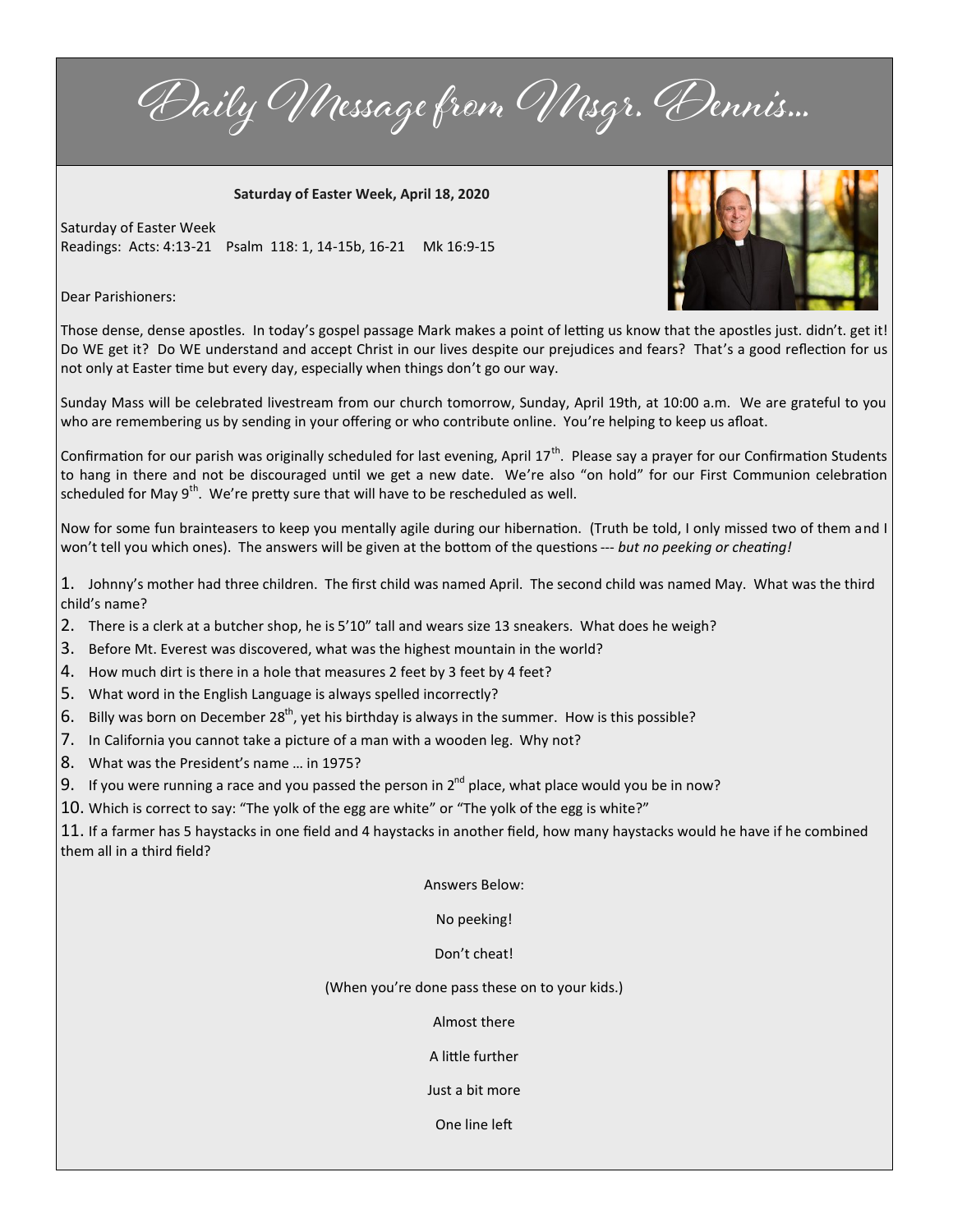# Daily Message from Msgr. Dennis...

**Saturday of Easter Week, April 18, 2020**

Saturday of Easter Week
Readings: Acts: 4:13-21 Psalm 118: 1, 14-15b, 16-21 Mk 16:9-15

Dear Parishioners:

Those dense, dense apostles. In today's gospel passage Mark makes a point of letting us know that the apostles just. didn't. get it! Do WE get it? Do WE understand and accept Christ in our lives despite our prejudices and fears? That's a good reflection for us not only at Easter time but every day, especially when things don't go our way.

Sunday Mass will be celebrated livestream from our church tomorrow, Sunday, April 19th, at 10:00 a.m. We are grateful to you who are remembering us by sending in your offering or who contribute online. You're helping to keep us afloat.

Confirmation for our parish was originally scheduled for last evening, April 17th. Please say a prayer for our Confirmation Students to hang in there and not be discouraged until we get a new date. We're also "on hold" for our First Communion celebration scheduled for May 9th. We're pretty sure that will have to be rescheduled as well.

Now for some fun brainteasers to keep you mentally agile during our hibernation. (Truth be told, I only missed two of them and I won't tell you which ones). The answers will be given at the bottom of the questions --- *but no peeking or cheating!*

1. Johnny's mother had three children. The first child was named April. The second child was named May. What was the third child's name?
2. There is a clerk at a butcher shop, he is 5'10" tall and wears size 13 sneakers. What does he weigh?
3. Before Mt. Everest was discovered, what was the highest mountain in the world?
4. How much dirt is there in a hole that measures 2 feet by 3 feet by 4 feet?
5. What word in the English Language is always spelled incorrectly?
6. Billy was born on December 28th, yet his birthday is always in the summer. How is this possible?
7. In California you cannot take a picture of a man with a wooden leg. Why not?
8. What was the President's name … in 1975?
9. If you were running a race and you passed the person in 2nd place, what place would you be in now?
10. Which is correct to say: "The yolk of the egg are white" or "The yolk of the egg is white?"
11. If a farmer has 5 haystacks in one field and 4 haystacks in another field, how many haystacks would he have if he combined them all in a third field?

Answers Below:

No peeking!

Don't cheat!

(When you're done pass these on to your kids.)

Almost there

A little further

Just a bit more

One line left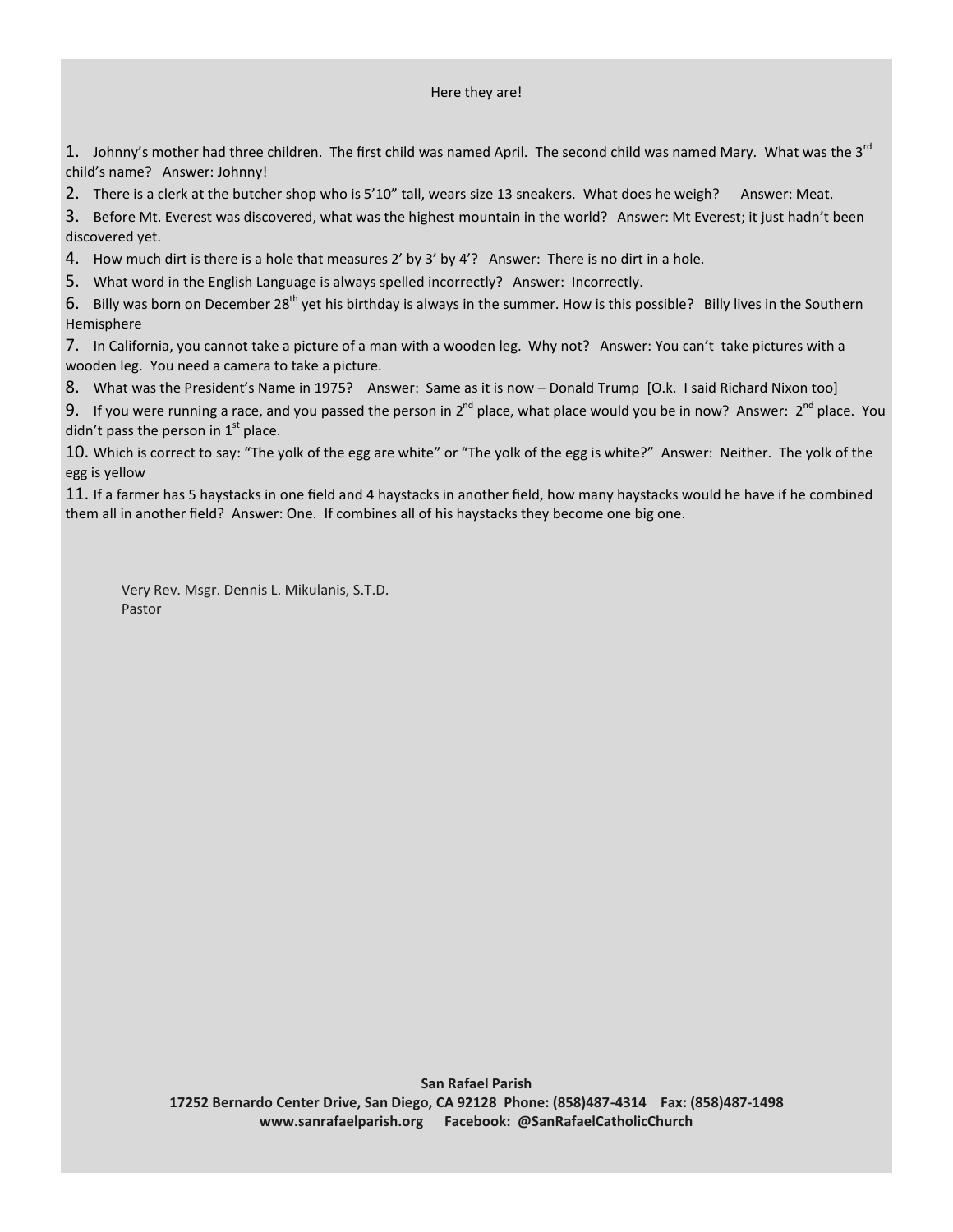Here they are!

1. Johnny's mother had three children. The first child was named April. The second child was named Mary. What was the 3rd child's name? Answer: Johnny!
2. There is a clerk at the butcher shop who is 5'10" tall, wears size 13 sneakers. What does he weigh? Answer: Meat.
3. Before Mt. Everest was discovered, what was the highest mountain in the world? Answer: Mt Everest; it just hadn't been discovered yet.
4. How much dirt is there is a hole that measures 2' by 3' by 4'? Answer: There is no dirt in a hole.
5. What word in the English Language is always spelled incorrectly? Answer: Incorrectly.
6. Billy was born on December 28th yet his birthday is always in the summer. How is this possible? Billy lives in the Southern Hemisphere
7. In California, you cannot take a picture of a man with a wooden leg. Why not? Answer: You can't take pictures with a wooden leg. You need a camera to take a picture.
8. What was the President's Name in 1975? Answer: Same as it is now – Donald Trump [O.k. I said Richard Nixon too]
9. If you were running a race, and you passed the person in 2nd place, what place would you be in now? Answer: 2nd place. You didn't pass the person in 1st place.
10. Which is correct to say: "The yolk of the egg are white" or "The yolk of the egg is white?" Answer: Neither. The yolk of the egg is yellow
11. If a farmer has 5 haystacks in one field and 4 haystacks in another field, how many haystacks would he have if he combined them all in another field? Answer: One. If combines all of his haystacks they become one big one.

Very Rev. Msgr. Dennis L. Mikulanis, S.T.D.
Pastor

**San Rafael Parish**
**17252 Bernardo Center Drive, San Diego, CA 92128 Phone: (858)487-4314 Fax: (858)487-1498**
**www.sanrafaelparish.org Facebook: @SanRafaelCatholicChurch**